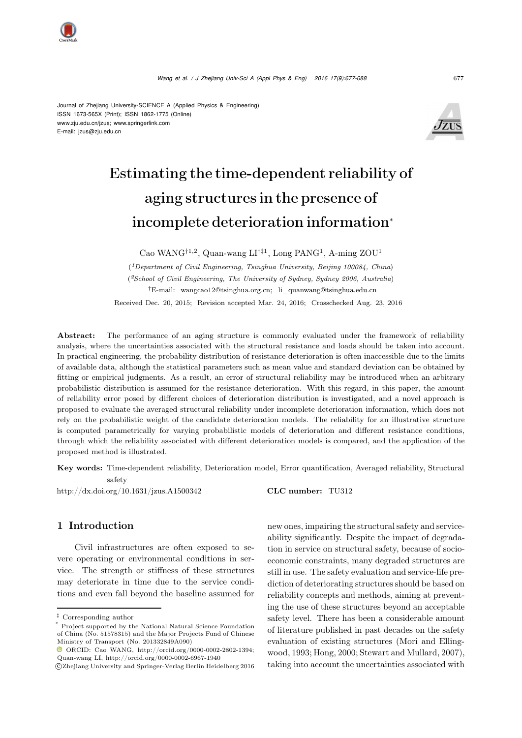Journal of Zhejiang University-SCIENCE A (Applied Physics & Engineering)
ISSN 1673-565X (Print); ISSN 1862-1775 (Online)
www.zju.edu.cn/jzus; www.springerlink.com
E-mail: jzus@zju.edu.cn

# Estimating the time-dependent reliability of aging structures in the presence of incomplete deterioration information*

Cao WANG[†1,2], Quan-wang LI[†‡1], Long PANG[1], A-ming ZOU[1]

([1]*Department of Civil Engineering, Tsinghua University, Beijing 100084, China*)

([2]*School of Civil Engineering, The University of Sydney, Sydney 2006, Australia*)

[†]E-mail: wangcao12@tsinghua.org.cn; li_quanwang@tsinghua.edu.cn

Received Dec. 20, 2015; Revision accepted Mar. 24, 2016; Crosschecked Aug. 23, 2016

**Abstract:** The performance of an aging structure is commonly evaluated under the framework of reliability analysis, where the uncertainties associated with the structural resistance and loads should be taken into account. In practical engineering, the probability distribution of resistance deterioration is often inaccessible due to the limits of available data, although the statistical parameters such as mean value and standard deviation can be obtained by fitting or empirical judgments. As a result, an error of structural reliability may be introduced when an arbitrary probabilistic distribution is assumed for the resistance deterioration. With this regard, in this paper, the amount of reliability error posed by different choices of deterioration distribution is investigated, and a novel approach is proposed to evaluate the averaged structural reliability under incomplete deterioration information, which does not rely on the probabilistic weight of the candidate deterioration models. The reliability for an illustrative structure is computed parametrically for varying probabilistic models of deterioration and different resistance conditions, through which the reliability associated with different deterioration models is compared, and the application of the proposed method is illustrated.

**Key words:** Time-dependent reliability, Deterioration model, Error quantification, Averaged reliability, Structural safety

http://dx.doi.org/10.1631/jzus.A1500342 **CLC number:** TU312

## 1 Introduction

Civil infrastructures are often exposed to severe operating or environmental conditions in service. The strength or stiffness of these structures may deteriorate in time due to the service conditions and even fall beyond the baseline assumed for new ones, impairing the structural safety and serviceability significantly. Despite the impact of degradation in service on structural safety, because of socio-economic constraints, many degraded structures are still in use. The safety evaluation and service-life prediction of deteriorating structures should be based on reliability concepts and methods, aiming at preventing the use of these structures beyond an acceptable safety level. There has been a considerable amount of literature published in past decades on the safety evaluation of existing structures (Mori and Ellingwood, 1993; Hong, 2000; Stewart and Mullard, 2007), taking into account the uncertainties associated with

‡ Corresponding author

\* Project supported by the National Natural Science Foundation of China (No. 51578315) and the Major Projects Fund of Chinese Ministry of Transport (No. 201332849A090)

ORCID: Cao WANG, http://orcid.org/0000-0002-2802-1394; Quan-wang LI, http://orcid.org/0000-0002-6967-1940

©Zhejiang University and Springer-Verlag Berlin Heidelberg 2016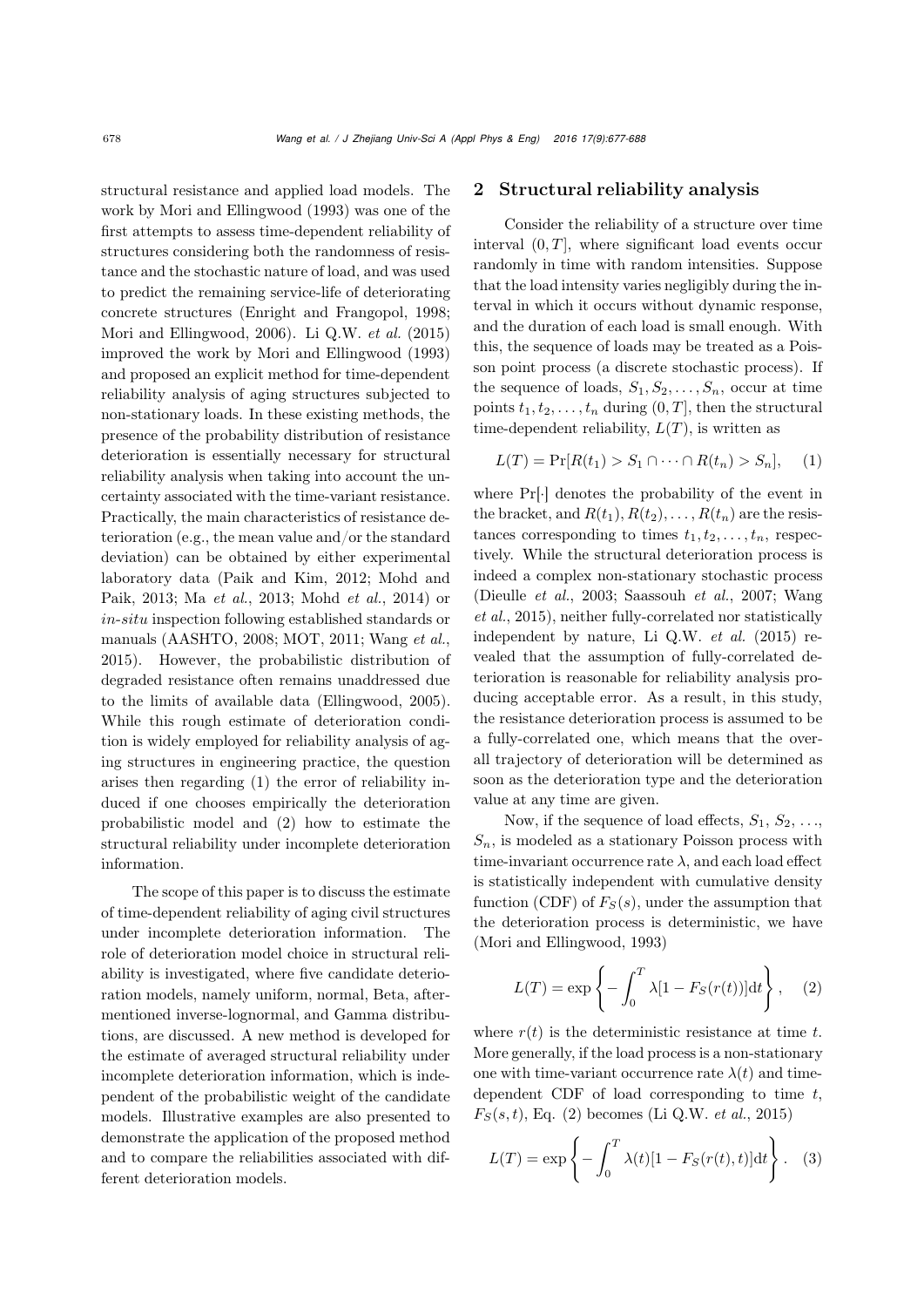structural resistance and applied load models. The work by Mori and Ellingwood (1993) was one of the first attempts to assess time-dependent reliability of structures considering both the randomness of resistance and the stochastic nature of load, and was used to predict the remaining service-life of deteriorating concrete structures (Enright and Frangopol, 1998; Mori and Ellingwood, 2006). Li Q.W. *et al.* (2015) improved the work by Mori and Ellingwood (1993) and proposed an explicit method for time-dependent reliability analysis of aging structures subjected to non-stationary loads. In these existing methods, the presence of the probability distribution of resistance deterioration is essentially necessary for structural reliability analysis when taking into account the uncertainty associated with the time-variant resistance. Practically, the main characteristics of resistance deterioration (e.g., the mean value and/or the standard deviation) can be obtained by either experimental laboratory data (Paik and Kim, 2012; Mohd and Paik, 2013; Ma *et al.*, 2013; Mohd *et al.*, 2014) or *in-situ* inspection following established standards or manuals (AASHTO, 2008; MOT, 2011; Wang *et al.*, 2015). However, the probabilistic distribution of degraded resistance often remains unaddressed due to the limits of available data (Ellingwood, 2005). While this rough estimate of deterioration condition is widely employed for reliability analysis of aging structures in engineering practice, the question arises then regarding (1) the error of reliability induced if one chooses empirically the deterioration probabilistic model and (2) how to estimate the structural reliability under incomplete deterioration information.

The scope of this paper is to discuss the estimate of time-dependent reliability of aging civil structures under incomplete deterioration information. The role of deterioration model choice in structural reliability is investigated, where five candidate deterioration models, namely uniform, normal, Beta, after-mentioned inverse-lognormal, and Gamma distributions, are discussed. A new method is developed for the estimate of averaged structural reliability under incomplete deterioration information, which is independent of the probabilistic weight of the candidate models. Illustrative examples are also presented to demonstrate the application of the proposed method and to compare the reliabilities associated with different deterioration models.

## 2 Structural reliability analysis

Consider the reliability of a structure over time interval $(0, T]$, where significant load events occur randomly in time with random intensities. Suppose that the load intensity varies negligibly during the interval in which it occurs without dynamic response, and the duration of each load is small enough. With this, the sequence of loads may be treated as a Poisson point process (a discrete stochastic process). If the sequence of loads, $S_1, S_2, \ldots, S_n$, occur at time points $t_1, t_2, \ldots, t_n$ during $(0, T]$, then the structural time-dependent reliability, $L(T)$, is written as

$$L(T) = \Pr[R(t_1) > S_1 \cap \cdots \cap R(t_n) > S_n], \quad (1)$$

where $\Pr[\cdot]$ denotes the probability of the event in the bracket, and $R(t_1), R(t_2), \ldots, R(t_n)$ are the resistances corresponding to times $t_1, t_2, \ldots, t_n$, respectively. While the structural deterioration process is indeed a complex non-stationary stochastic process (Dieulle *et al.*, 2003; Saassouh *et al.*, 2007; Wang *et al.*, 2015), neither fully-correlated nor statistically independent by nature, Li Q.W. *et al.* (2015) revealed that the assumption of fully-correlated deterioration is reasonable for reliability analysis producing acceptable error. As a result, in this study, the resistance deterioration process is assumed to be a fully-correlated one, which means that the overall trajectory of deterioration will be determined as soon as the deterioration type and the deterioration value at any time are given.

Now, if the sequence of load effects, $S_1, S_2, \ldots, S_n$, is modeled as a stationary Poisson process with time-invariant occurrence rate $\lambda$, and each load effect is statistically independent with cumulative density function (CDF) of $F_S(s)$, under the assumption that the deterioration process is deterministic, we have (Mori and Ellingwood, 1993)

$$L(T) = \exp\left\{-\int_0^T \lambda[1 - F_S(r(t))]\mathrm{d}t\right\}, \quad (2)$$

where $r(t)$ is the deterministic resistance at time $t$. More generally, if the load process is a non-stationary one with time-variant occurrence rate $\lambda(t)$ and time-dependent CDF of load corresponding to time $t$, $F_S(s, t)$, Eq. (2) becomes (Li Q.W. *et al.*, 2015)

$$L(T) = \exp\left\{-\int_0^T \lambda(t)[1 - F_S(r(t), t)]\mathrm{d}t\right\}. \quad (3)$$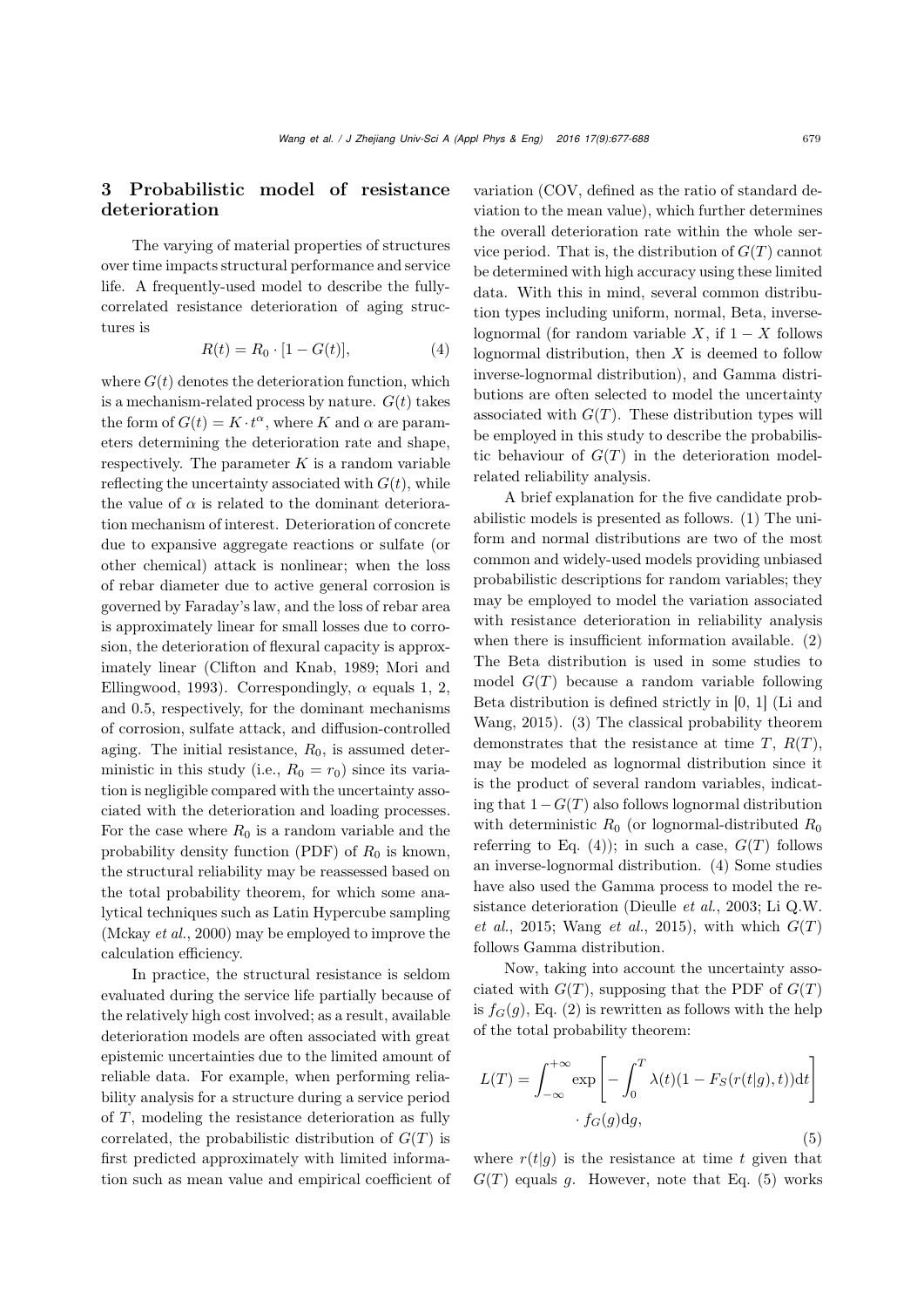## 3 Probabilistic model of resistance deterioration

The varying of material properties of structures over time impacts structural performance and service life. A frequently-used model to describe the fully-correlated resistance deterioration of aging structures is

$$R(t) = R_0 \cdot [1 - G(t)], \tag{4}$$

where $G(t)$ denotes the deterioration function, which is a mechanism-related process by nature. $G(t)$ takes the form of $G(t) = K \cdot t^{\alpha}$, where $K$ and $\alpha$ are parameters determining the deterioration rate and shape, respectively. The parameter $K$ is a random variable reflecting the uncertainty associated with $G(t)$, while the value of $\alpha$ is related to the dominant deterioration mechanism of interest. Deterioration of concrete due to expansive aggregate reactions or sulfate (or other chemical) attack is nonlinear; when the loss of rebar diameter due to active general corrosion is governed by Faraday's law, and the loss of rebar area is approximately linear for small losses due to corrosion, the deterioration of flexural capacity is approximately linear (Clifton and Knab, 1989; Mori and Ellingwood, 1993). Correspondingly, $\alpha$ equals 1, 2, and 0.5, respectively, for the dominant mechanisms of corrosion, sulfate attack, and diffusion-controlled aging. The initial resistance, $R_0$, is assumed deterministic in this study (i.e., $R_0 = r_0$) since its variation is negligible compared with the uncertainty associated with the deterioration and loading processes. For the case where $R_0$ is a random variable and the probability density function (PDF) of $R_0$ is known, the structural reliability may be reassessed based on the total probability theorem, for which some analytical techniques such as Latin Hypercube sampling (Mckay *et al.*, 2000) may be employed to improve the calculation efficiency.

In practice, the structural resistance is seldom evaluated during the service life partially because of the relatively high cost involved; as a result, available deterioration models are often associated with great epistemic uncertainties due to the limited amount of reliable data. For example, when performing reliability analysis for a structure during a service period of $T$, modeling the resistance deterioration as fully correlated, the probabilistic distribution of $G(T)$ is first predicted approximately with limited information such as mean value and empirical coefficient of variation (COV, defined as the ratio of standard deviation to the mean value), which further determines the overall deterioration rate within the whole service period. That is, the distribution of $G(T)$ cannot be determined with high accuracy using these limited data. With this in mind, several common distribution types including uniform, normal, Beta, inverse-lognormal (for random variable $X$, if $1 - X$ follows lognormal distribution, then $X$ is deemed to follow inverse-lognormal distribution), and Gamma distributions are often selected to model the uncertainty associated with $G(T)$. These distribution types will be employed in this study to describe the probabilistic behaviour of $G(T)$ in the deterioration model-related reliability analysis.

A brief explanation for the five candidate probabilistic models is presented as follows. (1) The uniform and normal distributions are two of the most common and widely-used models providing unbiased probabilistic descriptions for random variables; they may be employed to model the variation associated with resistance deterioration in reliability analysis when there is insufficient information available. (2) The Beta distribution is used in some studies to model $G(T)$ because a random variable following Beta distribution is defined strictly in [0, 1] (Li and Wang, 2015). (3) The classical probability theorem demonstrates that the resistance at time $T$, $R(T)$, may be modeled as lognormal distribution since it is the product of several random variables, indicating that $1 - G(T)$ also follows lognormal distribution with deterministic $R_0$ (or lognormal-distributed $R_0$ referring to Eq. (4)); in such a case, $G(T)$ follows an inverse-lognormal distribution. (4) Some studies have also used the Gamma process to model the resistance deterioration (Dieulle *et al.*, 2003; Li Q.W. *et al.*, 2015; Wang *et al.*, 2015), with which $G(T)$ follows Gamma distribution.

Now, taking into account the uncertainty associated with $G(T)$, supposing that the PDF of $G(T)$ is $f_G(g)$, Eq. (2) is rewritten as follows with the help of the total probability theorem:

$$L(T) = \int_{-\infty}^{+\infty} \exp\left[-\int_0^T \lambda(t)(1 - F_S(r(t|g), t))\mathrm{d}t\right] \cdot f_G(g)\mathrm{d}g, \tag{5}$$

where $r(t|g)$ is the resistance at time $t$ given that $G(T)$ equals $g$. However, note that Eq. (5) works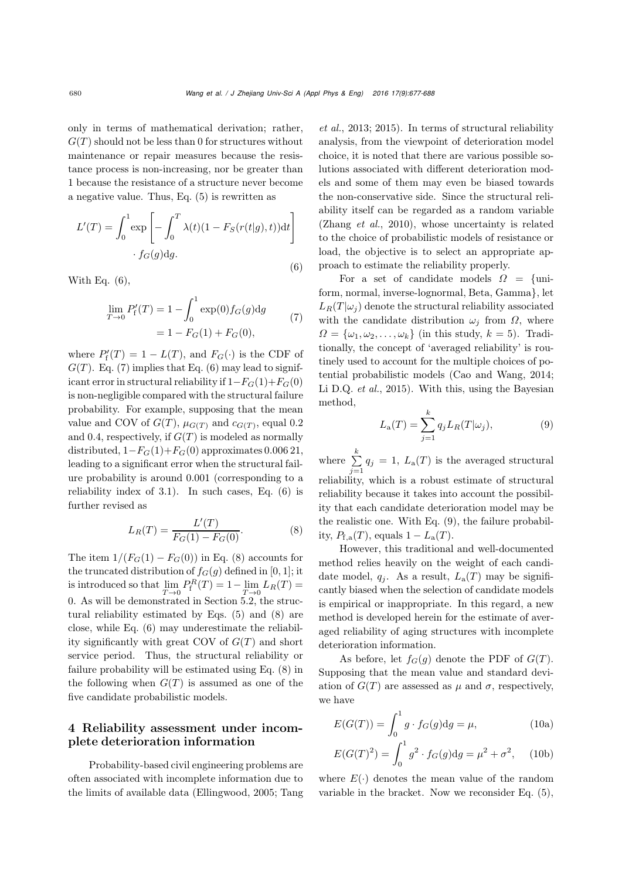only in terms of mathematical derivation; rather, $G(T)$ should not be less than 0 for structures without maintenance or repair measures because the resistance process is non-increasing, nor be greater than 1 because the resistance of a structure never become a negative value. Thus, Eq. (5) is rewritten as

$$L'(T) = \int_0^1 \exp\left[-\int_0^T \lambda(t)(1 - F_S(r(t|g), t))\mathrm{d}t\right] \cdot f_G(g)\mathrm{d}g. \tag{6}$$

With Eq. (6),

$$\lim_{T\to 0} P_\mathrm{f}'(T) = 1 - \int_0^1 \exp(0) f_G(g)\mathrm{d}g = 1 - F_G(1) + F_G(0), \tag{7}$$

where $P_\mathrm{f}'(T) = 1 - L(T)$, and $F_G(\cdot)$ is the CDF of $G(T)$. Eq. (7) implies that Eq. (6) may lead to significant error in structural reliability if $1-F_G(1)+F_G(0)$ is non-negligible compared with the structural failure probability. For example, supposing that the mean value and COV of $G(T)$, $\mu_{G(T)}$ and $c_{G(T)}$, equal 0.2 and 0.4, respectively, if $G(T)$ is modeled as normally distributed, $1-F_G(1)+F_G(0)$ approximates 0.006 21, leading to a significant error when the structural failure probability is around 0.001 (corresponding to a reliability index of 3.1). In such cases, Eq. (6) is further revised as

$$L_R(T) = \frac{L'(T)}{F_G(1) - F_G(0)}. \tag{8}$$

The item $1/(F_G(1) - F_G(0))$ in Eq. (8) accounts for the truncated distribution of $f_G(g)$ defined in $[0, 1]$; it is introduced so that $\lim_{T\to 0} P_\mathrm{f}^R(T) = 1 - \lim_{T\to 0} L_R(T) = 0$. As will be demonstrated in Section 5.2, the structural reliability estimated by Eqs. (5) and (8) are close, while Eq. (6) may underestimate the reliability significantly with great COV of $G(T)$ and short service period. Thus, the structural reliability or failure probability will be estimated using Eq. (8) in the following when $G(T)$ is assumed as one of the five candidate probabilistic models.

## 4 Reliability assessment under incomplete deterioration information

Probability-based civil engineering problems are often associated with incomplete information due to the limits of available data (Ellingwood, 2005; Tang *et al.*, 2013; 2015). In terms of structural reliability analysis, from the viewpoint of deterioration model choice, it is noted that there are various possible solutions associated with different deterioration models and some of them may even be biased towards the non-conservative side. Since the structural reliability itself can be regarded as a random variable (Zhang *et al.*, 2010), whose uncertainty is related to the choice of probabilistic models of resistance or load, the objective is to select an appropriate approach to estimate the reliability properly.

For a set of candidate models $\Omega$ = {uniform, normal, inverse-lognormal, Beta, Gamma}, let $L_R(T|\omega_j)$ denote the structural reliability associated with the candidate distribution $\omega_j$ from $\Omega$, where $\Omega = \{\omega_1, \omega_2, \ldots, \omega_k\}$ (in this study, $k = 5$). Traditionally, the concept of 'averaged reliability' is routinely used to account for the multiple choices of potential probabilistic models (Cao and Wang, 2014; Li D.Q. *et al.*, 2015). With this, using the Bayesian method,

$$L_\mathrm{a}(T) = \sum_{j=1}^{k} q_j L_R(T|\omega_j), \tag{9}$$

where $\sum_{j=1}^{k} q_j = 1$, $L_\mathrm{a}(T)$ is the averaged structural reliability, which is a robust estimate of structural reliability because it takes into account the possibility that each candidate deterioration model may be the realistic one. With Eq. (9), the failure probability, $P_{\mathrm{f,a}}(T)$, equals $1 - L_\mathrm{a}(T)$.

However, this traditional and well-documented method relies heavily on the weight of each candidate model, $q_j$. As a result, $L_\mathrm{a}(T)$ may be significantly biased when the selection of candidate models is empirical or inappropriate. In this regard, a new method is developed herein for the estimate of averaged reliability of aging structures with incomplete deterioration information.

As before, let $f_G(g)$ denote the PDF of $G(T)$. Supposing that the mean value and standard deviation of $G(T)$ are assessed as $\mu$ and $\sigma$, respectively, we have

$$E(G(T)) = \int_0^1 g \cdot f_G(g)\mathrm{d}g = \mu, \tag{10a}$$

$$E(G(T)^2) = \int_0^1 g^2 \cdot f_G(g)\mathrm{d}g = \mu^2 + \sigma^2, \tag{10b}$$

where $E(\cdot)$ denotes the mean value of the random variable in the bracket. Now we reconsider Eq. (5),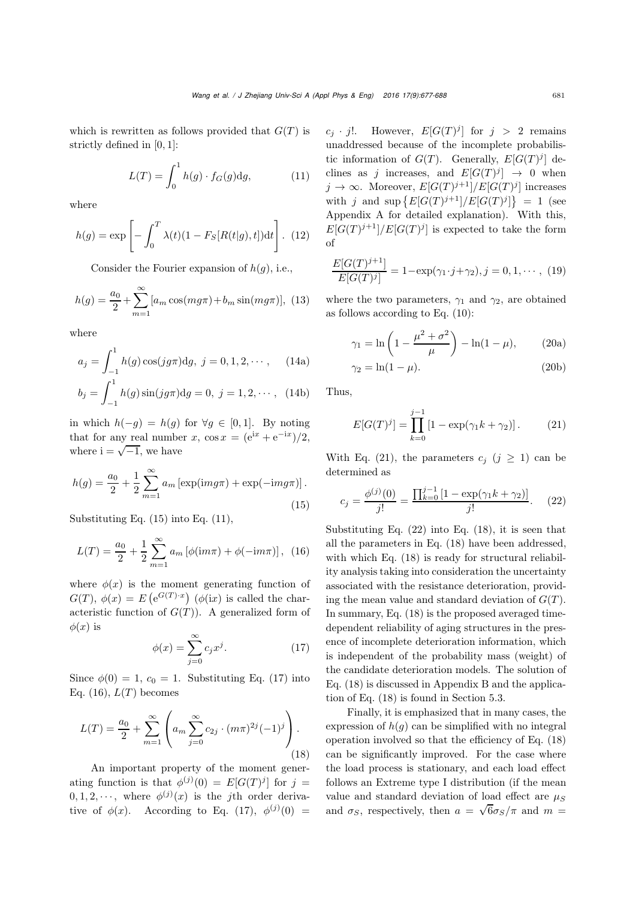which is rewritten as follows provided that $G(T)$ is strictly defined in $[0, 1]$:

$$L(T) = \int_0^1 h(g) \cdot f_G(g) \mathrm{d}g, \tag{11}$$

where

$$h(g) = \exp\left[-\int_0^T \lambda(t)(1 - F_S[R(t|g), t])\mathrm{d}t\right]. \tag{12}$$

Consider the Fourier expansion of $h(g)$, i.e.,

$$h(g) = \frac{a_0}{2} + \sum_{m=1}^{\infty} [a_m \cos(mg\pi) + b_m \sin(mg\pi)], \tag{13}$$

where

$$a_j = \int_{-1}^{1} h(g) \cos(jg\pi) \mathrm{d}g,\ j = 0, 1, 2, \cdots, \tag{14a}$$

$$b_j = \int_{-1}^{1} h(g) \sin(jg\pi) \mathrm{d}g = 0,\ j = 1, 2, \cdots, \tag{14b}$$

in which $h(-g) = h(g)$ for $\forall g \in [0, 1]$. By noting that for any real number $x$, $\cos x = (\mathrm{e}^{\mathrm{i}x} + \mathrm{e}^{-\mathrm{i}x})/2$, where $\mathrm{i} = \sqrt{-1}$, we have

$$h(g) = \frac{a_0}{2} + \frac{1}{2} \sum_{m=1}^{\infty} a_m [\exp(\mathrm{i}mg\pi) + \exp(-\mathrm{i}mg\pi)]. \tag{15}$$

Substituting Eq. (15) into Eq. (11),

$$L(T) = \frac{a_0}{2} + \frac{1}{2} \sum_{m=1}^{\infty} a_m [\phi(\mathrm{i}m\pi) + \phi(-\mathrm{i}m\pi)], \tag{16}$$

where $\phi(x)$ is the moment generating function of $G(T)$, $\phi(x) = E\left(\mathrm{e}^{G(T)\cdot x}\right)$ ($\phi(\mathrm{i}x)$ is called the characteristic function of $G(T)$). A generalized form of $\phi(x)$ is

$$\phi(x) = \sum_{j=0}^{\infty} c_j x^j. \tag{17}$$

Since $\phi(0) = 1$, $c_0 = 1$. Substituting Eq. (17) into Eq. (16), $L(T)$ becomes

$$L(T) = \frac{a_0}{2} + \sum_{m=1}^{\infty} \left( a_m \sum_{j=0}^{\infty} c_{2j} \cdot (m\pi)^{2j} (-1)^j \right). \tag{18}$$

An important property of the moment generating function is that $\phi^{(j)}(0) = E[G(T)^j]$ for $j = 0, 1, 2, \cdots$, where $\phi^{(j)}(x)$ is the $j$th order derivative of $\phi(x)$. According to Eq. (17), $\phi^{(j)}(0) = c_j \cdot j!$. However, $E[G(T)^j]$ for $j > 2$ remains unaddressed because of the incomplete probabilistic information of $G(T)$. Generally, $E[G(T)^j]$ declines as $j$ increases, and $E[G(T)^j] \to 0$ when $j \to \infty$. Moreover, $E[G(T)^{j+1}]/E[G(T)^j]$ increases with $j$ and $\sup\left\{E[G(T)^{j+1}]/E[G(T)^j]\right\} = 1$ (see Appendix A for detailed explanation). With this, $E[G(T)^{j+1}]/E[G(T)^j]$ is expected to take the form of

$$\frac{E[G(T)^{j+1}]}{E[G(T)^j]} = 1 - \exp(\gamma_1 \cdot j + \gamma_2), j = 0, 1, \cdots, \tag{19}$$

where the two parameters, $\gamma_1$ and $\gamma_2$, are obtained as follows according to Eq. (10):

$$\gamma_1 = \ln\left(1 - \frac{\mu^2 + \sigma^2}{\mu}\right) - \ln(1 - \mu), \tag{20a}$$

$$\gamma_2 = \ln(1 - \mu). \tag{20b}$$

Thus,

$$E[G(T)^j] = \prod_{k=0}^{j-1} [1 - \exp(\gamma_1 k + \gamma_2)]. \tag{21}$$

With Eq. (21), the parameters $c_j$ ($j \geq 1$) can be determined as

$$c_j = \frac{\phi^{(j)}(0)}{j!} = \frac{\prod_{k=0}^{j-1} [1 - \exp(\gamma_1 k + \gamma_2)]}{j!}. \tag{22}$$

Substituting Eq. (22) into Eq. (18), it is seen that all the parameters in Eq. (18) have been addressed, with which Eq. (18) is ready for structural reliability analysis taking into consideration the uncertainty associated with the resistance deterioration, providing the mean value and standard deviation of $G(T)$. In summary, Eq. (18) is the proposed averaged time-dependent reliability of aging structures in the presence of incomplete deterioration information, which is independent of the probability mass (weight) of the candidate deterioration models. The solution of Eq. (18) is discussed in Appendix B and the application of Eq. (18) is found in Section 5.3.

Finally, it is emphasized that in many cases, the expression of $h(g)$ can be simplified with no integral operation involved so that the efficiency of Eq. (18) can be significantly improved. For the case where the load process is stationary, and each load effect follows an Extreme type I distribution (if the mean value and standard deviation of load effect are $\mu_S$ and $\sigma_S$, respectively, then $a = \sqrt{6}\sigma_S/\pi$ and $m =$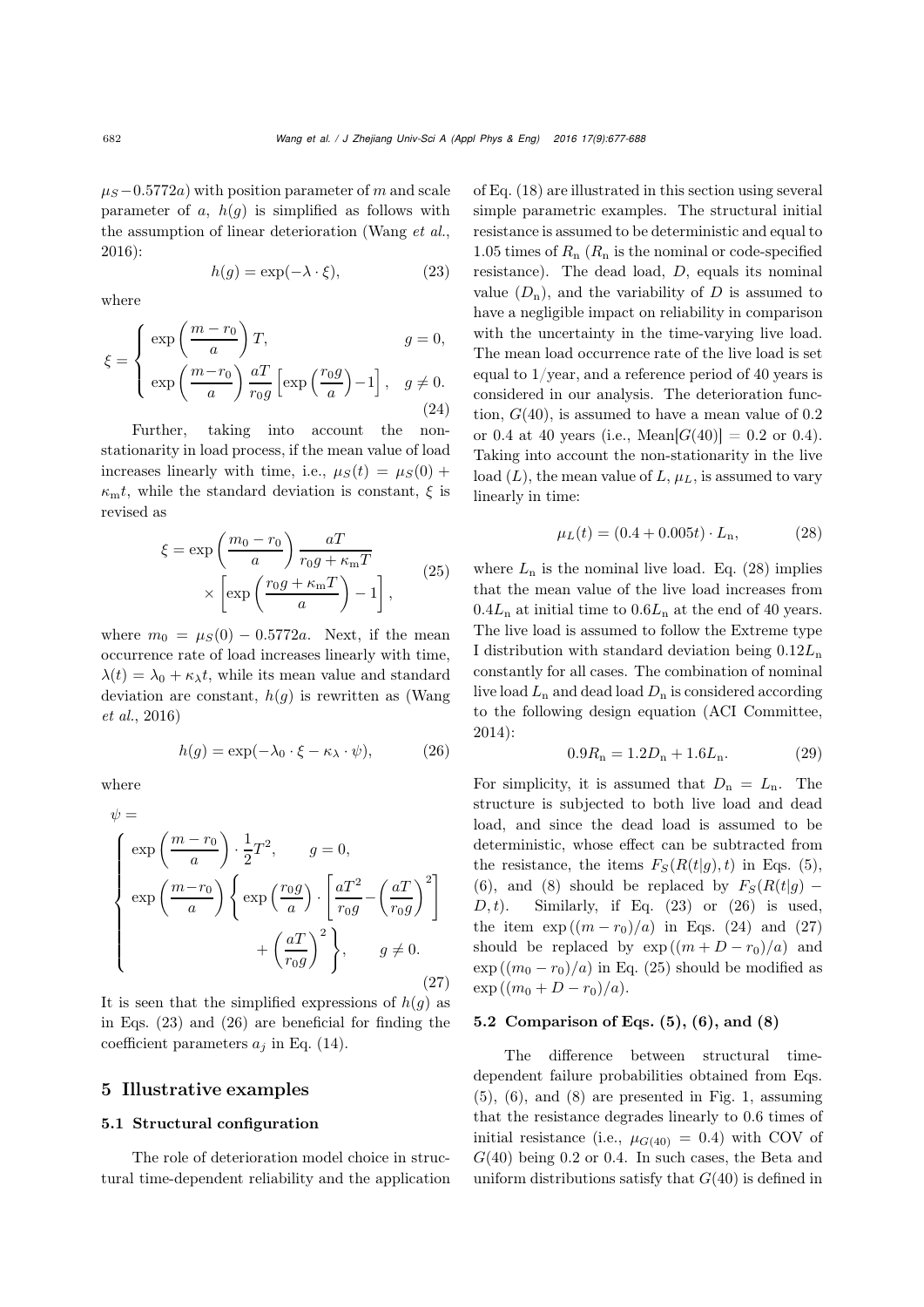$\mu_S - 0.5772a$) with position parameter of $m$ and scale parameter of $a$, $h(g)$ is simplified as follows with the assumption of linear deterioration (Wang *et al.*, 2016):

$$h(g) = \exp(-\lambda \cdot \xi), \tag{23}$$

where

$$\xi = \begin{cases} \exp\left(\dfrac{m - r_0}{a}\right) T, & g = 0, \\ \exp\left(\dfrac{m-r_0}{a}\right) \dfrac{aT}{r_0 g} \left[\exp\left(\dfrac{r_0 g}{a}\right) - 1\right], & g \neq 0. \end{cases} \tag{24}$$

Further, taking into account the non-stationarity in load process, if the mean value of load increases linearly with time, i.e., $\mu_S(t) = \mu_S(0) + \kappa_{\mathrm{m}} t$, while the standard deviation is constant, $\xi$ is revised as

$$\xi = \exp\left(\frac{m_0 - r_0}{a}\right) \frac{aT}{r_0 g + \kappa_{\mathrm{m}} T} \times \left[\exp\left(\frac{r_0 g + \kappa_{\mathrm{m}} T}{a}\right) - 1\right], \tag{25}$$

where $m_0 = \mu_S(0) - 0.5772a$. Next, if the mean occurrence rate of load increases linearly with time, $\lambda(t) = \lambda_0 + \kappa_\lambda t$, while its mean value and standard deviation are constant, $h(g)$ is rewritten as (Wang *et al.*, 2016)

$$h(g) = \exp(-\lambda_0 \cdot \xi - \kappa_\lambda \cdot \psi), \tag{26}$$

where

$$\psi = \begin{cases} \exp\left(\dfrac{m - r_0}{a}\right) \cdot \dfrac{1}{2} T^2, & g = 0, \\ \exp\left(\dfrac{m-r_0}{a}\right) \left\{ \exp\left(\dfrac{r_0 g}{a}\right) \cdot \left[\dfrac{aT^2}{r_0 g} - \left(\dfrac{aT}{r_0 g}\right)^2\right] + \left(\dfrac{aT}{r_0 g}\right)^2 \right\}, & g \neq 0. \end{cases} \tag{27}$$

It is seen that the simplified expressions of $h(g)$ as in Eqs. (23) and (26) are beneficial for finding the coefficient parameters $a_j$ in Eq. (14).

## 5 Illustrative examples

### 5.1 Structural configuration

The role of deterioration model choice in structural time-dependent reliability and the application of Eq. (18) are illustrated in this section using several simple parametric examples. The structural initial resistance is assumed to be deterministic and equal to 1.05 times of $R_{\mathrm{n}}$ ($R_{\mathrm{n}}$ is the nominal or code-specified resistance). The dead load, $D$, equals its nominal value ($D_{\mathrm{n}}$), and the variability of $D$ is assumed to have a negligible impact on reliability in comparison with the uncertainty in the time-varying live load. The mean load occurrence rate of the live load is set equal to 1/year, and a reference period of 40 years is considered in our analysis. The deterioration function, $G(40)$, is assumed to have a mean value of 0.2 or 0.4 at 40 years (i.e., Mean$[G(40)] = 0.2$ or 0.4). Taking into account the non-stationarity in the live load ($L$), the mean value of $L$, $\mu_L$, is assumed to vary linearly in time:

$$\mu_L(t) = (0.4 + 0.005t) \cdot L_{\mathrm{n}}, \tag{28}$$

where $L_{\mathrm{n}}$ is the nominal live load. Eq. (28) implies that the mean value of the live load increases from $0.4L_{\mathrm{n}}$ at initial time to $0.6L_{\mathrm{n}}$ at the end of 40 years. The live load is assumed to follow the Extreme type I distribution with standard deviation being $0.12L_{\mathrm{n}}$ constantly for all cases. The combination of nominal live load $L_{\mathrm{n}}$ and dead load $D_{\mathrm{n}}$ is considered according to the following design equation (ACI Committee, 2014):

$$0.9R_{\mathrm{n}} = 1.2D_{\mathrm{n}} + 1.6L_{\mathrm{n}}. \tag{29}$$

For simplicity, it is assumed that $D_{\mathrm{n}} = L_{\mathrm{n}}$. The structure is subjected to both live load and dead load, and since the dead load is assumed to be deterministic, whose effect can be subtracted from the resistance, the items $F_S(R(t|g), t)$ in Eqs. (5), (6), and (8) should be replaced by $F_S(R(t|g) - D, t)$. Similarly, if Eq. (23) or (26) is used, the item $\exp((m - r_0)/a)$ in Eqs. (24) and (27) should be replaced by $\exp((m + D - r_0)/a)$ and $\exp((m_0 - r_0)/a)$ in Eq. (25) should be modified as $\exp((m_0 + D - r_0)/a)$.

### 5.2 Comparison of Eqs. (5), (6), and (8)

The difference between structural time-dependent failure probabilities obtained from Eqs. (5), (6), and (8) are presented in Fig. 1, assuming that the resistance degrades linearly to 0.6 times of initial resistance (i.e., $\mu_{G(40)} = 0.4$) with COV of $G(40)$ being 0.2 or 0.4. In such cases, the Beta and uniform distributions satisfy that $G(40)$ is defined in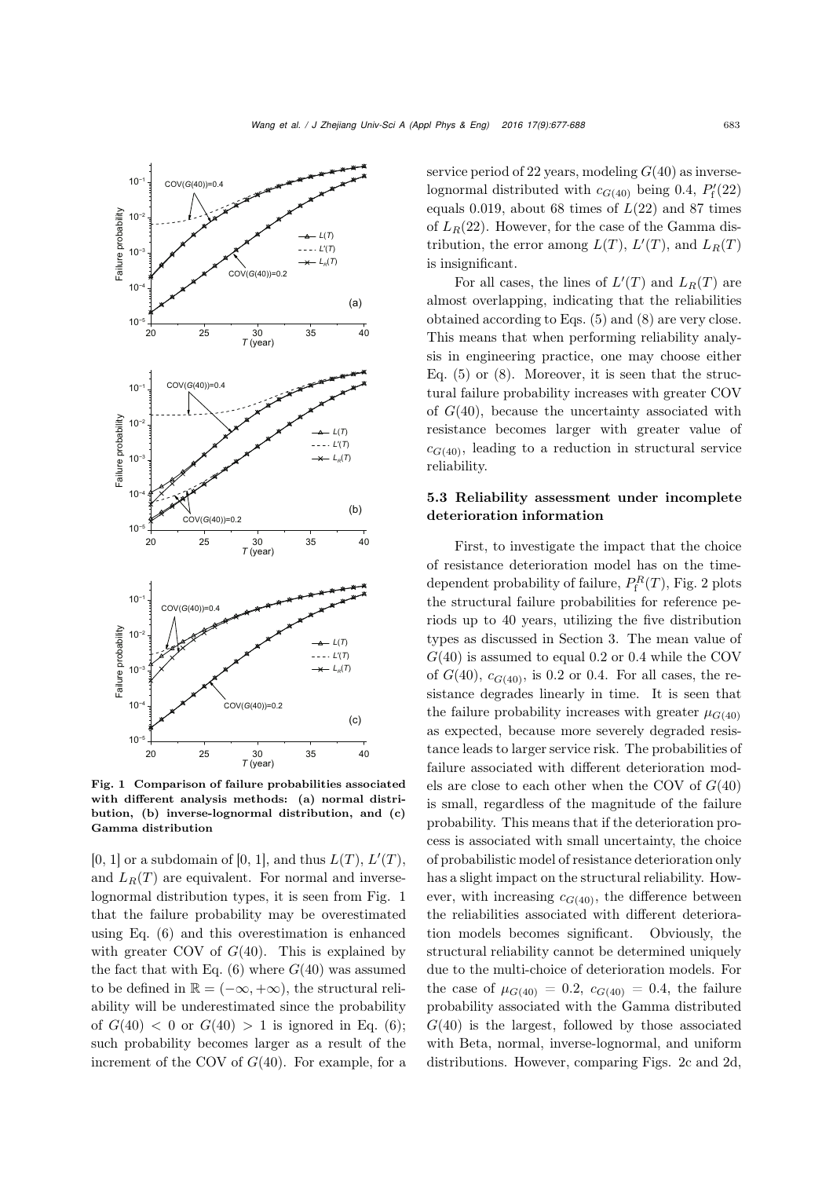Fig. 1 Comparison of failure probabilities associated with different analysis methods: (a) normal distribution, (b) inverse-lognormal distribution, and (c) Gamma distribution

[0, 1] or a subdomain of [0, 1], and thus $L(T)$, $L'(T)$, and $L_R(T)$ are equivalent. For normal and inverse-lognormal distribution types, it is seen from Fig. 1 that the failure probability may be overestimated using Eq. (6) and this overestimation is enhanced with greater COV of $G(40)$. This is explained by the fact that with Eq. (6) where $G(40)$ was assumed to be defined in $\mathbb{R}=(-\infty,+\infty)$, the structural reliability will be underestimated since the probability of $G(40)<0$ or $G(40)>1$ is ignored in Eq. (6); such probability becomes larger as a result of the increment of the COV of $G(40)$. For example, for a service period of 22 years, modeling $G(40)$ as inverse-lognormal distributed with $c_{G(40)}$ being 0.4, $P_{\mathrm{f}}'(22)$ equals 0.019, about 68 times of $L(22)$ and 87 times of $L_R(22)$. However, for the case of the Gamma distribution, the error among $L(T)$, $L'(T)$, and $L_R(T)$ is insignificant.

For all cases, the lines of $L'(T)$ and $L_R(T)$ are almost overlapping, indicating that the reliabilities obtained according to Eqs. (5) and (8) are very close. This means that when performing reliability analysis in engineering practice, one may choose either Eq. (5) or (8). Moreover, it is seen that the structural failure probability increases with greater COV of $G(40)$, because the uncertainty associated with resistance becomes larger with greater value of $c_{G(40)}$, leading to a reduction in structural service reliability.

### 5.3 Reliability assessment under incomplete deterioration information

First, to investigate the impact that the choice of resistance deterioration model has on the time-dependent probability of failure, $P_{\mathrm{f}}^R(T)$, Fig. 2 plots the structural failure probabilities for reference periods up to 40 years, utilizing the five distribution types as discussed in Section 3. The mean value of $G(40)$ is assumed to equal 0.2 or 0.4 while the COV of $G(40)$, $c_{G(40)}$, is 0.2 or 0.4. For all cases, the resistance degrades linearly in time. It is seen that the failure probability increases with greater $\mu_{G(40)}$ as expected, because more severely degraded resistance leads to larger service risk. The probabilities of failure associated with different deterioration models are close to each other when the COV of $G(40)$ is small, regardless of the magnitude of the failure probability. This means that if the deterioration process is associated with small uncertainty, the choice of probabilistic model of resistance deterioration only has a slight impact on the structural reliability. However, with increasing $c_{G(40)}$, the difference between the reliabilities associated with different deterioration models becomes significant. Obviously, the structural reliability cannot be determined uniquely due to the multi-choice of deterioration models. For the case of $\mu_{G(40)}=0.2$, $c_{G(40)}=0.4$, the failure probability associated with the Gamma distributed $G(40)$ is the largest, followed by those associated with Beta, normal, inverse-lognormal, and uniform distributions. However, comparing Figs. 2c and 2d,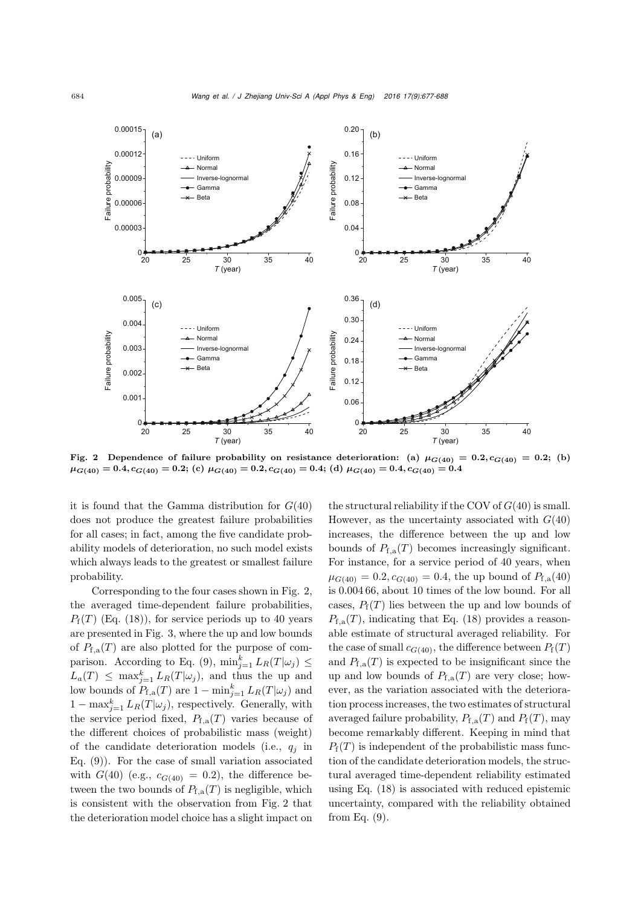Fig. 2 Dependence of failure probability on resistance deterioration: (a) $\mu_{G(40)} = 0.2, c_{G(40)} = 0.2$; (b) $\mu_{G(40)} = 0.4, c_{G(40)} = 0.2$; (c) $\mu_{G(40)} = 0.2, c_{G(40)} = 0.4$; (d) $\mu_{G(40)} = 0.4, c_{G(40)} = 0.4$

it is found that the Gamma distribution for $G(40)$ does not produce the greatest failure probabilities for all cases; in fact, among the five candidate probability models of deterioration, no such model exists which always leads to the greatest or smallest failure probability.

Corresponding to the four cases shown in Fig. 2, the averaged time-dependent failure probabilities, $P_{\rm f}(T)$ (Eq. (18)), for service periods up to 40 years are presented in Fig. 3, where the up and low bounds of $P_{\rm f,a}(T)$ are also plotted for the purpose of comparison. According to Eq. (9), $\min_{j=1}^{k} L_R(T|\omega_j) \leq L_a(T) \leq \max_{j=1}^{k} L_R(T|\omega_j)$, and thus the up and low bounds of $P_{\rm f,a}(T)$ are $1 - \min_{j=1}^{k} L_R(T|\omega_j)$ and $1 - \max_{j=1}^{k} L_R(T|\omega_j)$, respectively. Generally, with the service period fixed, $P_{\rm f,a}(T)$ varies because of the different choices of probabilistic mass (weight) of the candidate deterioration models (i.e., $q_j$ in Eq. (9)). For the case of small variation associated with $G(40)$ (e.g., $c_{G(40)} = 0.2$), the difference between the two bounds of $P_{\rm f,a}(T)$ is negligible, which is consistent with the observation from Fig. 2 that the deterioration model choice has a slight impact on the structural reliability if the COV of $G(40)$ is small. However, as the uncertainty associated with $G(40)$ increases, the difference between the up and low bounds of $P_{\rm f,a}(T)$ becomes increasingly significant. For instance, for a service period of 40 years, when $\mu_{G(40)} = 0.2, c_{G(40)} = 0.4$, the up bound of $P_{\rm f,a}(40)$ is 0.004 66, about 10 times of the low bound. For all cases, $P_{\rm f}(T)$ lies between the up and low bounds of $P_{\rm f,a}(T)$, indicating that Eq. (18) provides a reasonable estimate of structural averaged reliability. For the case of small $c_{G(40)}$, the difference between $P_{\rm f}(T)$ and $P_{\rm f,a}(T)$ is expected to be insignificant since the up and low bounds of $P_{\rm f,a}(T)$ are very close; however, as the variation associated with the deterioration process increases, the two estimates of structural averaged failure probability, $P_{\rm f,a}(T)$ and $P_{\rm f}(T)$, may become remarkably different. Keeping in mind that $P_{\rm f}(T)$ is independent of the probabilistic mass function of the candidate deterioration models, the structural averaged time-dependent reliability estimated using Eq. (18) is associated with reduced epistemic uncertainty, compared with the reliability obtained from Eq. (9).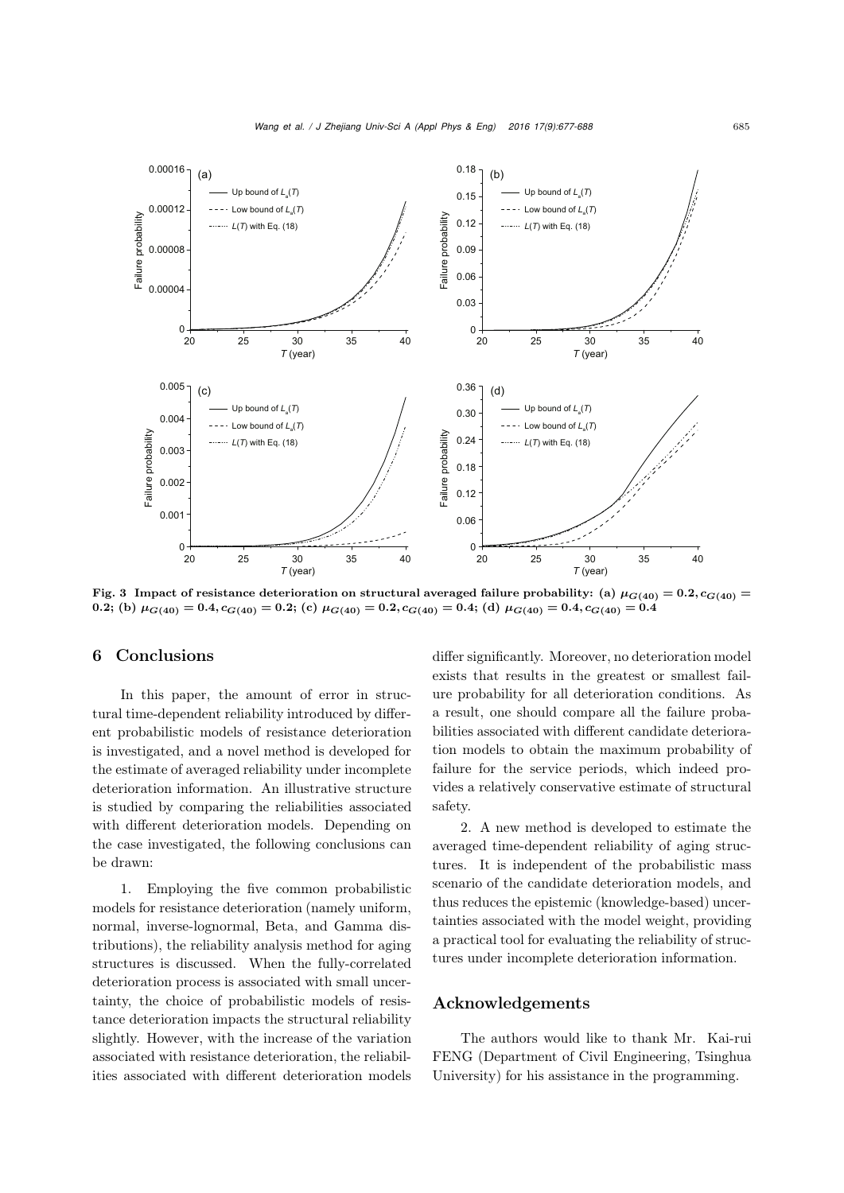Fig. 3 Impact of resistance deterioration on structural averaged failure probability: (a) $\mu_{G(40)}=0.2, c_{G(40)}=0.2$; (b) $\mu_{G(40)}=0.4, c_{G(40)}=0.2$; (c) $\mu_{G(40)}=0.2, c_{G(40)}=0.4$; (d) $\mu_{G(40)}=0.4, c_{G(40)}=0.4$

## 6 Conclusions

In this paper, the amount of error in structural time-dependent reliability introduced by different probabilistic models of resistance deterioration is investigated, and a novel method is developed for the estimate of averaged reliability under incomplete deterioration information. An illustrative structure is studied by comparing the reliabilities associated with different deterioration models. Depending on the case investigated, the following conclusions can be drawn:

1. Employing the five common probabilistic models for resistance deterioration (namely uniform, normal, inverse-lognormal, Beta, and Gamma distributions), the reliability analysis method for aging structures is discussed. When the fully-correlated deterioration process is associated with small uncertainty, the choice of probabilistic models of resistance deterioration impacts the structural reliability slightly. However, with the increase of the variation associated with resistance deterioration, the reliabilities associated with different deterioration models differ significantly. Moreover, no deterioration model exists that results in the greatest or smallest failure probability for all deterioration conditions. As a result, one should compare all the failure probabilities associated with different candidate deterioration models to obtain the maximum probability of failure for the service periods, which indeed provides a relatively conservative estimate of structural safety.

2. A new method is developed to estimate the averaged time-dependent reliability of aging structures. It is independent of the probabilistic mass scenario of the candidate deterioration models, and thus reduces the epistemic (knowledge-based) uncertainties associated with the model weight, providing a practical tool for evaluating the reliability of structures under incomplete deterioration information.

## Acknowledgements

The authors would like to thank Mr. Kai-rui FENG (Department of Civil Engineering, Tsinghua University) for his assistance in the programming.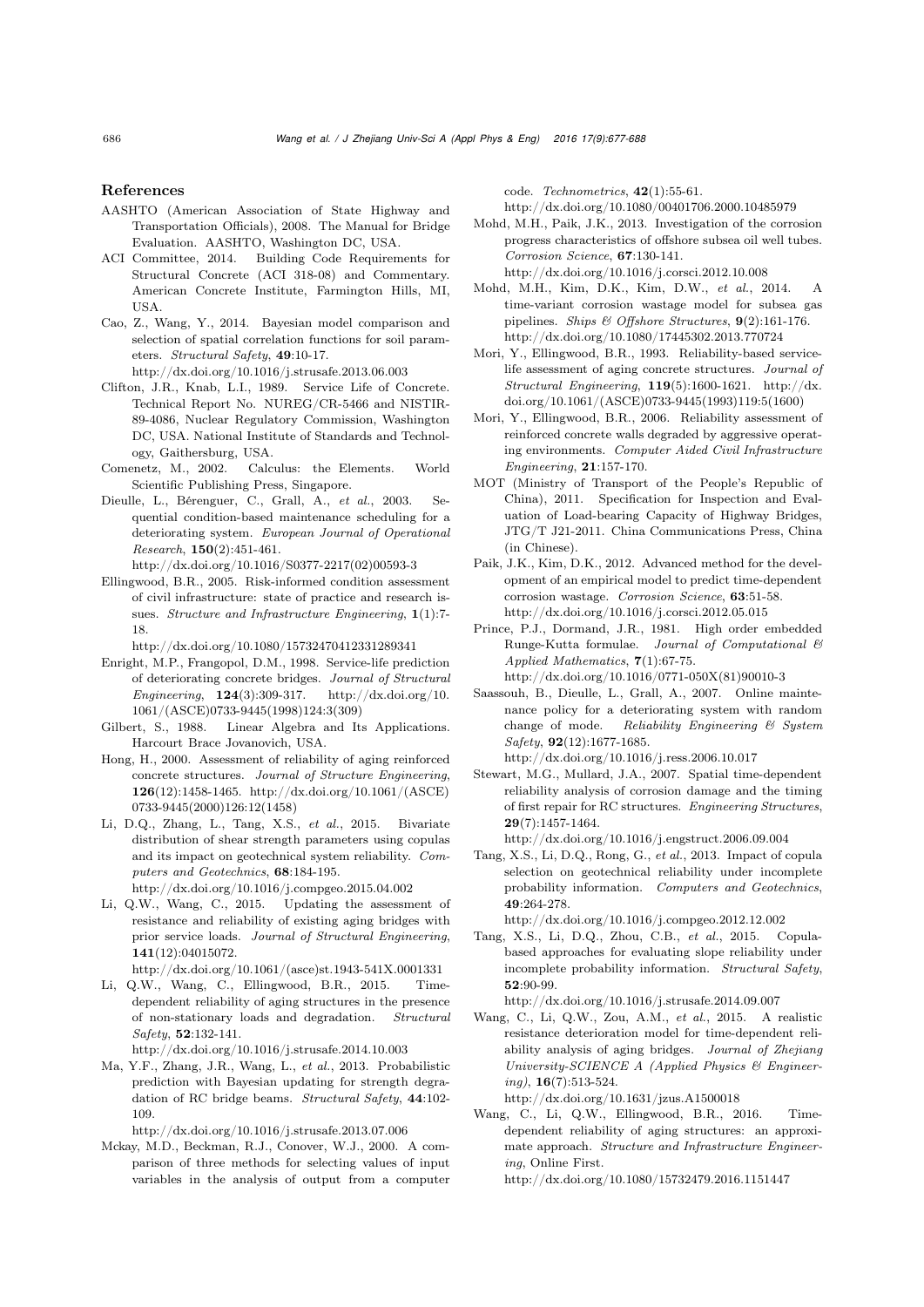## References

AASHTO (American Association of State Highway and Transportation Officials), 2008. The Manual for Bridge Evaluation. AASHTO, Washington DC, USA.

ACI Committee, 2014. Building Code Requirements for Structural Concrete (ACI 318-08) and Commentary. American Concrete Institute, Farmington Hills, MI, USA.

Cao, Z., Wang, Y., 2014. Bayesian model comparison and selection of spatial correlation functions for soil parameters. *Structural Safety*, **49**:10-17. http://dx.doi.org/10.1016/j.strusafe.2013.06.003

Clifton, J.R., Knab, L.I., 1989. Service Life of Concrete. Technical Report No. NUREG/CR-5466 and NISTIR-89-4086, Nuclear Regulatory Commission, Washington DC, USA. National Institute of Standards and Technology, Gaithersburg, USA.

Comenetz, M., 2002. Calculus: the Elements. World Scientific Publishing Press, Singapore.

Dieulle, L., Bérenguer, C., Grall, A., *et al.*, 2003. Sequential condition-based maintenance scheduling for a deteriorating system. *European Journal of Operational Research*, **150**(2):451-461. http://dx.doi.org/10.1016/S0377-2217(02)00593-3

Ellingwood, B.R., 2005. Risk-informed condition assessment of civil infrastructure: state of practice and research issues. *Structure and Infrastructure Engineering*, **1**(1):7-18. http://dx.doi.org/10.1080/15732470412331289341

Enright, M.P., Frangopol, D.M., 1998. Service-life prediction of deteriorating concrete bridges. *Journal of Structural Engineering*, **124**(3):309-317. http://dx.doi.org/10.1061/(ASCE)0733-9445(1998)124:3(309)

Gilbert, S., 1988. Linear Algebra and Its Applications. Harcourt Brace Jovanovich, USA.

Hong, H., 2000. Assessment of reliability of aging reinforced concrete structures. *Journal of Structure Engineering*, **126**(12):1458-1465. http://dx.doi.org/10.1061/(ASCE)0733-9445(2000)126:12(1458)

Li, D.Q., Zhang, L., Tang, X.S., *et al.*, 2015. Bivariate distribution of shear strength parameters using copulas and its impact on geotechnical system reliability. *Computers and Geotechnics*, **68**:184-195. http://dx.doi.org/10.1016/j.compgeo.2015.04.002

Li, Q.W., Wang, C., 2015. Updating the assessment of resistance and reliability of existing aging bridges with prior service loads. *Journal of Structural Engineering*, **141**(12):04015072. http://dx.doi.org/10.1061/(asce)st.1943-541X.0001331

Li, Q.W., Wang, C., Ellingwood, B.R., 2015. Time-dependent reliability of aging structures in the presence of non-stationary loads and degradation. *Structural Safety*, **52**:132-141. http://dx.doi.org/10.1016/j.strusafe.2014.10.003

Ma, Y.F., Zhang, J.R., Wang, L., *et al.*, 2013. Probabilistic prediction with Bayesian updating for strength degradation of RC bridge beams. *Structural Safety*, **44**:102-109. http://dx.doi.org/10.1016/j.strusafe.2013.07.006

Mckay, M.D., Beckman, R.J., Conover, W.J., 2000. A comparison of three methods for selecting values of input variables in the analysis of output from a computer code. *Technometrics*, **42**(1):55-61. http://dx.doi.org/10.1080/00401706.2000.10485979

Mohd, M.H., Paik, J.K., 2013. Investigation of the corrosion progress characteristics of offshore subsea oil well tubes. *Corrosion Science*, **67**:130-141. http://dx.doi.org/10.1016/j.corsci.2012.10.008

Mohd, M.H., Kim, D.K., Kim, D.W., *et al.*, 2014. A time-variant corrosion wastage model for subsea gas pipelines. *Ships & Offshore Structures*, **9**(2):161-176. http://dx.doi.org/10.1080/17445302.2013.770724

Mori, Y., Ellingwood, B.R., 1993. Reliability-based service-life assessment of aging concrete structures. *Journal of Structural Engineering*, **119**(5):1600-1621. http://dx.doi.org/10.1061/(ASCE)0733-9445(1993)119:5(1600)

Mori, Y., Ellingwood, B.R., 2006. Reliability assessment of reinforced concrete walls degraded by aggressive operating environments. *Computer Aided Civil Infrastructure Engineering*, **21**:157-170.

MOT (Ministry of Transport of the People's Republic of China), 2011. Specification for Inspection and Evaluation of Load-bearing Capacity of Highway Bridges, JTG/T J21-2011. China Communications Press, China (in Chinese).

Paik, J.K., Kim, D.K., 2012. Advanced method for the development of an empirical model to predict time-dependent corrosion wastage. *Corrosion Science*, **63**:51-58. http://dx.doi.org/10.1016/j.corsci.2012.05.015

Prince, P.J., Dormand, J.R., 1981. High order embedded Runge-Kutta formulae. *Journal of Computational & Applied Mathematics*, **7**(1):67-75. http://dx.doi.org/10.1016/0771-050X(81)90010-3

Saassouh, B., Dieulle, L., Grall, A., 2007. Online maintenance policy for a deteriorating system with random change of mode. *Reliability Engineering & System Safety*, **92**(12):1677-1685. http://dx.doi.org/10.1016/j.ress.2006.10.017

Stewart, M.G., Mullard, J.A., 2007. Spatial time-dependent reliability analysis of corrosion damage and the timing of first repair for RC structures. *Engineering Structures*, **29**(7):1457-1464. http://dx.doi.org/10.1016/j.engstruct.2006.09.004

Tang, X.S., Li, D.Q., Rong, G., *et al.*, 2013. Impact of copula selection on geotechnical reliability under incomplete probability information. *Computers and Geotechnics*, **49**:264-278. http://dx.doi.org/10.1016/j.compgeo.2012.12.002

Tang, X.S., Li, D.Q., Zhou, C.B., *et al.*, 2015. Copula-based approaches for evaluating slope reliability under incomplete probability information. *Structural Safety*, **52**:90-99. http://dx.doi.org/10.1016/j.strusafe.2014.09.007

Wang, C., Li, Q.W., Zou, A.M., *et al.*, 2015. A realistic resistance deterioration model for time-dependent reliability analysis of aging bridges. *Journal of Zhejiang University-SCIENCE A (Applied Physics & Engineering)*, **16**(7):513-524. http://dx.doi.org/10.1631/jzus.A1500018

Wang, C., Li, Q.W., Ellingwood, B.R., 2016. Time-dependent reliability of aging structures: an approximate approach. *Structure and Infrastructure Engineering*, Online First. http://dx.doi.org/10.1080/15732479.2016.1151447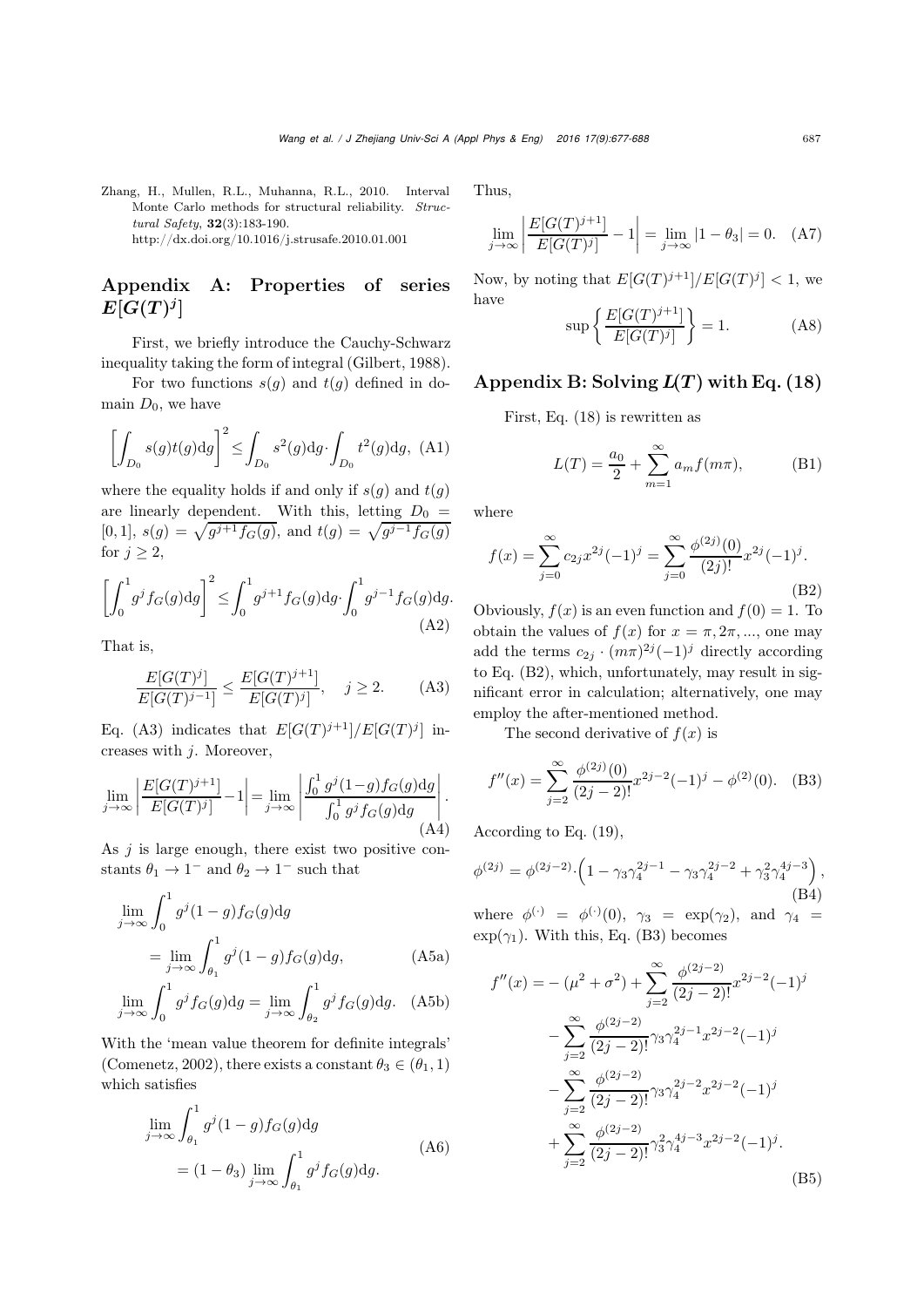Zhang, H., Mullen, R.L., Muhanna, R.L., 2010. Interval Monte Carlo methods for structural reliability. *Structural Safety*, **32**(3):183-190. http://dx.doi.org/10.1016/j.strusafe.2010.01.001

## Appendix A: Properties of series $E[G(T)^j]$

First, we briefly introduce the Cauchy-Schwarz inequality taking the form of integral (Gilbert, 1988).

For two functions $s(g)$ and $t(g)$ defined in domain $D_0$, we have

$$\left[\int_{D_0} s(g)t(g)\mathrm{d}g\right]^2 \le \int_{D_0} s^2(g)\mathrm{d}g \cdot \int_{D_0} t^2(g)\mathrm{d}g, \quad \text{(A1)}$$

where the equality holds if and only if $s(g)$ and $t(g)$ are linearly dependent. With this, letting $D_0 = [0, 1]$, $s(g) = \sqrt{g^{j+1} f_G(g)}$, and $t(g) = \sqrt{g^{j-1} f_G(g)}$ for $j \ge 2$,

$$\left[\int_0^1 g^j f_G(g)\mathrm{d}g\right]^2 \le \int_0^1 g^{j+1} f_G(g)\mathrm{d}g \cdot \int_0^1 g^{j-1} f_G(g)\mathrm{d}g. \quad \text{(A2)}$$

That is,

$$\frac{E[G(T)^j]}{E[G(T)^{j-1}]} \le \frac{E[G(T)^{j+1}]}{E[G(T)^j]}, \quad j \ge 2. \quad \text{(A3)}$$

Eq. (A3) indicates that $E[G(T)^{j+1}]/E[G(T)^j]$ increases with $j$. Moreover,

$$\lim_{j\to\infty}\left|\frac{E[G(T)^{j+1}]}{E[G(T)^j]} - 1\right| = \lim_{j\to\infty}\left|\frac{\int_0^1 g^j(1-g) f_G(g)\mathrm{d}g}{\int_0^1 g^j f_G(g)\mathrm{d}g}\right|. \quad \text{(A4)}$$

As $j$ is large enough, there exist two positive constants $\theta_1 \to 1^-$ and $\theta_2 \to 1^-$ such that

$$\lim_{j\to\infty}\int_0^1 g^j(1-g) f_G(g)\mathrm{d}g = \lim_{j\to\infty}\int_{\theta_1}^1 g^j(1-g) f_G(g)\mathrm{d}g, \quad \text{(A5a)}$$

$$\lim_{j\to\infty}\int_0^1 g^j f_G(g)\mathrm{d}g = \lim_{j\to\infty}\int_{\theta_2}^1 g^j f_G(g)\mathrm{d}g. \quad \text{(A5b)}$$

With the 'mean value theorem for definite integrals' (Comenetz, 2002), there exists a constant $\theta_3 \in (\theta_1, 1)$ which satisfies

$$\lim_{j\to\infty}\int_{\theta_1}^1 g^j(1-g) f_G(g)\mathrm{d}g = (1-\theta_3)\lim_{j\to\infty}\int_{\theta_1}^1 g^j f_G(g)\mathrm{d}g. \quad \text{(A6)}$$

Thus,

$$\lim_{j\to\infty}\left|\frac{E[G(T)^{j+1}]}{E[G(T)^j]} - 1\right| = \lim_{j\to\infty}|1-\theta_3| = 0. \quad \text{(A7)}$$

Now, by noting that $E[G(T)^{j+1}]/E[G(T)^j] < 1$, we have

$$\sup\left\{\frac{E[G(T)^{j+1}]}{E[G(T)^j]}\right\} = 1. \quad \text{(A8)}$$

## Appendix B: Solving $L(T)$ with Eq. (18)

First, Eq. (18) is rewritten as

$$L(T) = \frac{a_0}{2} + \sum_{m=1}^{\infty} a_m f(m\pi), \quad \text{(B1)}$$

where

$$f(x) = \sum_{j=0}^{\infty} c_{2j} x^{2j}(-1)^j = \sum_{j=0}^{\infty} \frac{\phi^{(2j)}(0)}{(2j)!} x^{2j}(-1)^j. \quad \text{(B2)}$$

Obviously, $f(x)$ is an even function and $f(0) = 1$. To obtain the values of $f(x)$ for $x = \pi, 2\pi, \ldots$, one may add the terms $c_{2j} \cdot (m\pi)^{2j}(-1)^j$ directly according to Eq. (B2), which, unfortunately, may result in significant error in calculation; alternatively, one may employ the after-mentioned method.

The second derivative of $f(x)$ is

$$f''(x) = \sum_{j=2}^{\infty} \frac{\phi^{(2j)}(0)}{(2j-2)!} x^{2j-2}(-1)^j - \phi^{(2)}(0). \quad \text{(B3)}$$

According to Eq. (19),

$$\phi^{(2j)} = \phi^{(2j-2)} \cdot \left(1 - \gamma_3\gamma_4^{2j-1} - \gamma_3\gamma_4^{2j-2} + \gamma_3^2\gamma_4^{4j-3}\right), \quad \text{(B4)}$$

where $\phi^{(\cdot)} = \phi^{(\cdot)}(0)$, $\gamma_3 = \exp(\gamma_2)$, and $\gamma_4 = \exp(\gamma_1)$. With this, Eq. (B3) becomes

$$\begin{aligned} f''(x) = &-(\mu^2 + \sigma^2) + \sum_{j=2}^{\infty} \frac{\phi^{(2j-2)}}{(2j-2)!} x^{2j-2}(-1)^j \\ &- \sum_{j=2}^{\infty} \frac{\phi^{(2j-2)}}{(2j-2)!} \gamma_3\gamma_4^{2j-1} x^{2j-2}(-1)^j \\ &- \sum_{j=2}^{\infty} \frac{\phi^{(2j-2)}}{(2j-2)!} \gamma_3\gamma_4^{2j-2} x^{2j-2}(-1)^j \\ &+ \sum_{j=2}^{\infty} \frac{\phi^{(2j-2)}}{(2j-2)!} \gamma_3^2\gamma_4^{4j-3} x^{2j-2}(-1)^j. \end{aligned} \quad \text{(B5)}$$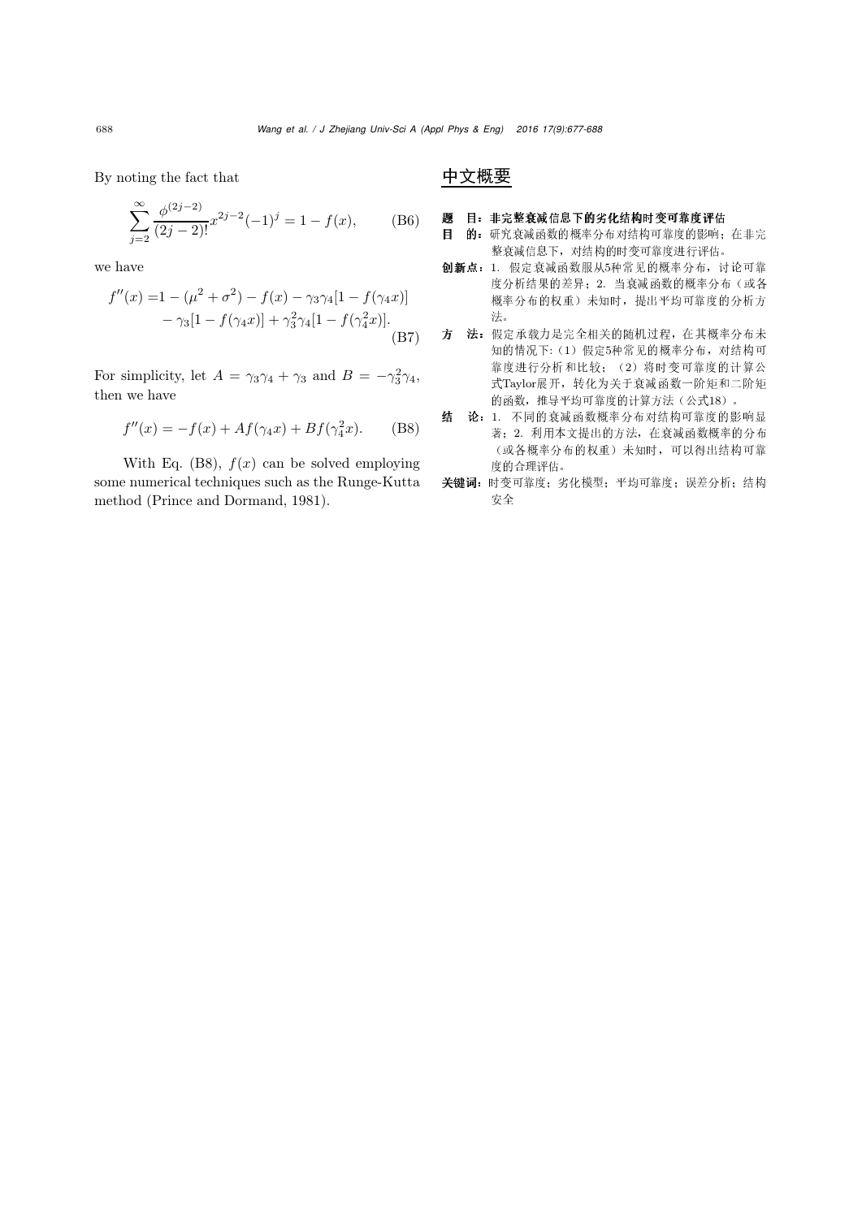By noting the fact that

$$\sum_{j=2}^{\infty} \frac{\phi^{(2j-2)}}{(2j-2)!} x^{2j-2} (-1)^j = 1 - f(x), \tag{B6}$$

we have

$$\begin{aligned} f''(x) =& 1 - (\mu^2 + \sigma^2) - f(x) - \gamma_3\gamma_4[1 - f(\gamma_4 x)] \\ & - \gamma_3[1 - f(\gamma_4 x)] + \gamma_3^2\gamma_4[1 - f(\gamma_4^2 x)]. \end{aligned} \tag{B7}$$

For simplicity, let $A = \gamma_3\gamma_4 + \gamma_3$ and $B = -\gamma_3^2\gamma_4$, then we have

$$f''(x) = -f(x) + Af(\gamma_4 x) + Bf(\gamma_4^2 x). \tag{B8}$$

With Eq. (B8), $f(x)$ can be solved employing some numerical techniques such as the Runge-Kutta method (Prince and Dormand, 1981).

## 中文概要

**题　目：非完整衰减信息下的劣化结构时变可靠度评估**

**目　的：** 研究衰减函数的概率分布对结构可靠度的影响；在非完整衰减信息下，对结构的时变可靠度进行评估。

**创新点：** 1. 假定衰减函数服从5种常见的概率分布，讨论可靠度分析结果的差异；2. 当衰减函数的概率分布（或各概率分布的权重）未知时，提出平均可靠度的分析方法。

**方　法：** 假定承载力是完全相关的随机过程，在其概率分布未知的情况下：（1）假定5种常见的概率分布，对结构可靠度进行分析和比较；（2）将时变可靠度的计算公式Taylor展开，转化为关于衰减函数一阶矩和二阶矩的函数，推导平均可靠度的计算方法（公式18）。

**结　论：** 1. 不同的衰减函数概率分布对结构可靠度的影响显著；2. 利用本文提出的方法，在衰减函数概率的分布（或各概率分布的权重）未知时，可以得出结构可靠度的合理评估。

**关键词：** 时变可靠度；劣化模型；平均可靠度；误差分析；结构安全